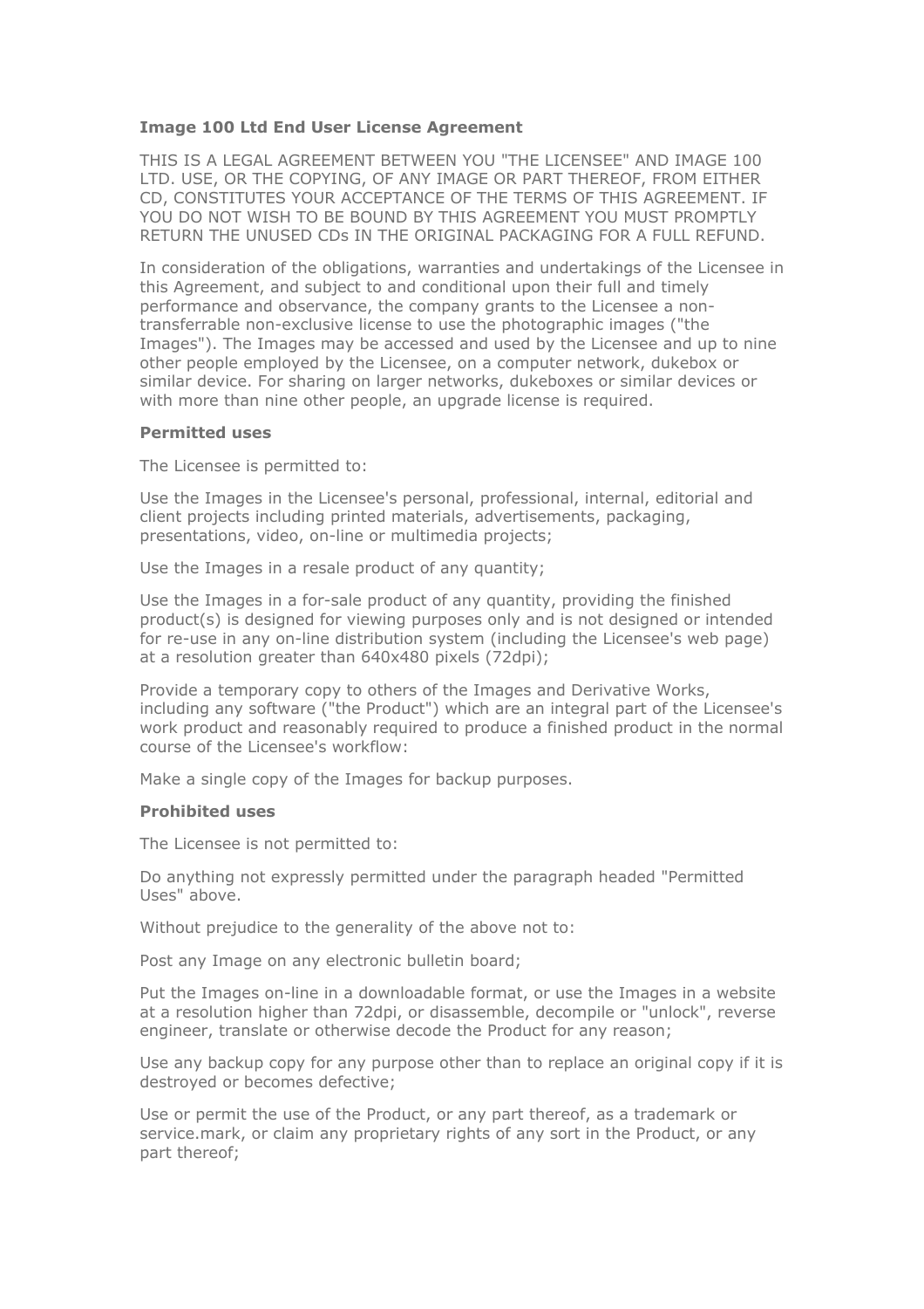**Image 100 Ltd End User License Agreement**

THIS IS A LEGAL AGREEMENT BETWEEN YOU "THE LICENSEE" AND IMAGE 100 LTD. USE, OR THE COPYING, OF ANY IMAGE OR PART THEREOF, FROM EITHER CD, CONSTITUTES YOUR ACCEPTANCE OF THE TERMS OF THIS AGREEMENT. IF YOU DO NOT WISH TO BE BOUND BY THIS AGREEMENT YOU MUST PROMPTLY RETURN THE UNUSED CDs IN THE ORIGINAL PACKAGING FOR A FULL REFUND.

In consideration of the obligations, warranties and undertakings of the Licensee in this Agreement, and subject to and conditional upon their full and timely performance and observance, the company grants to the Licensee a non-transferrable non-exclusive license to use the photographic images ("the Images"). The Images may be accessed and used by the Licensee and up to nine other people employed by the Licensee, on a computer network, dukebox or similar device. For sharing on larger networks, dukeboxes or similar devices or with more than nine other people, an upgrade license is required.

**Permitted uses**

The Licensee is permitted to:

Use the Images in the Licensee's personal, professional, internal, editorial and client projects including printed materials, advertisements, packaging, presentations, video, on-line or multimedia projects;

Use the Images in a resale product of any quantity;

Use the Images in a for-sale product of any quantity, providing the finished product(s) is designed for viewing purposes only and is not designed or intended for re-use in any on-line distribution system (including the Licensee's web page) at a resolution greater than 640x480 pixels (72dpi);

Provide a temporary copy to others of the Images and Derivative Works, including any software ("the Product") which are an integral part of the Licensee's work product and reasonably required to produce a finished product in the normal course of the Licensee's workflow:

Make a single copy of the Images for backup purposes.

**Prohibited uses**

The Licensee is not permitted to:

Do anything not expressly permitted under the paragraph headed "Permitted Uses" above.

Without prejudice to the generality of the above not to:

Post any Image on any electronic bulletin board;

Put the Images on-line in a downloadable format, or use the Images in a website at a resolution higher than 72dpi, or disassemble, decompile or "unlock", reverse engineer, translate or otherwise decode the Product for any reason;

Use any backup copy for any purpose other than to replace an original copy if it is destroyed or becomes defective;

Use or permit the use of the Product, or any part thereof, as a trademark or service.mark, or claim any proprietary rights of any sort in the Product, or any part thereof;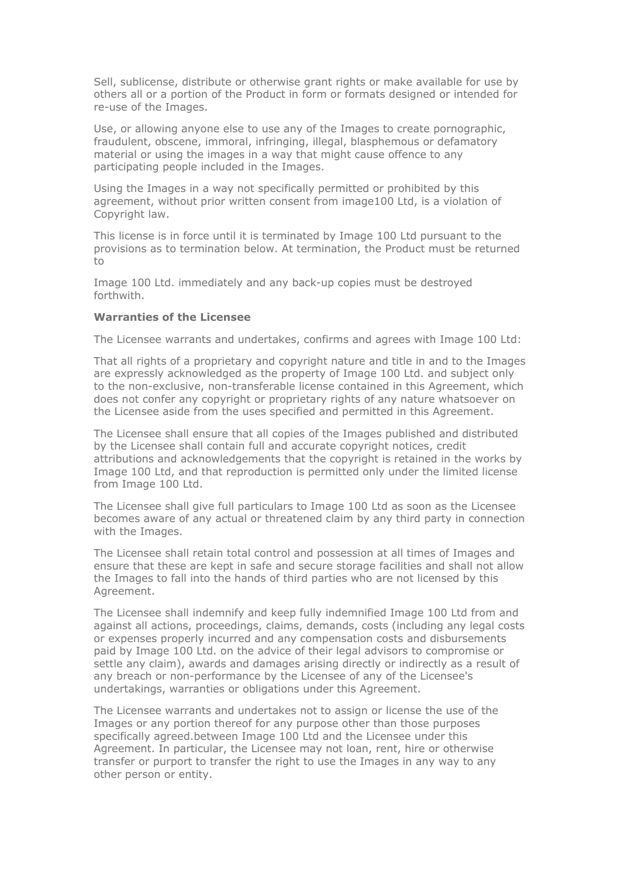Sell, sublicense, distribute or otherwise grant rights or make available for use by others all or a portion of the Product in form or formats designed or intended for re-use of the Images.

Use, or allowing anyone else to use any of the Images to create pornographic, fraudulent, obscene, immoral, infringing, illegal, blasphemous or defamatory material or using the images in a way that might cause offence to any participating people included in the Images.

Using the Images in a way not specifically permitted or prohibited by this agreement, without prior written consent from image100 Ltd, is a violation of Copyright law.

This license is in force until it is terminated by Image 100 Ltd pursuant to the provisions as to termination below. At termination, the Product must be returned to

Image 100 Ltd. immediately and any back-up copies must be destroyed forthwith.

**Warranties of the Licensee**

The Licensee warrants and undertakes, confirms and agrees with Image 100 Ltd:

That all rights of a proprietary and copyright nature and title in and to the Images are expressly acknowledged as the property of Image 100 Ltd. and subject only to the non-exclusive, non-transferable license contained in this Agreement, which does not confer any copyright or proprietary rights of any nature whatsoever on the Licensee aside from the uses specified and permitted in this Agreement.

The Licensee shall ensure that all copies of the Images published and distributed by the Licensee shall contain full and accurate copyright notices, credit attributions and acknowledgements that the copyright is retained in the works by Image 100 Ltd, and that reproduction is permitted only under the limited license from Image 100 Ltd.

The Licensee shall give full particulars to Image 100 Ltd as soon as the Licensee becomes aware of any actual or threatened claim by any third party in connection with the Images.

The Licensee shall retain total control and possession at all times of Images and ensure that these are kept in safe and secure storage facilities and shall not allow the Images to fall into the hands of third parties who are not licensed by this Agreement.

The Licensee shall indemnify and keep fully indemnified Image 100 Ltd from and against all actions, proceedings, claims, demands, costs (including any legal costs or expenses properly incurred and any compensation costs and disbursements paid by Image 100 Ltd. on the advice of their legal advisors to compromise or settle any claim), awards and damages arising directly or indirectly as a result of any breach or non-performance by the Licensee of any of the Licensee's undertakings, warranties or obligations under this Agreement.

The Licensee warrants and undertakes not to assign or license the use of the Images or any portion thereof for any purpose other than those purposes specifically agreed.between Image 100 Ltd and the Licensee under this Agreement. In particular, the Licensee may not loan, rent, hire or otherwise transfer or purport to transfer the right to use the Images in any way to any other person or entity.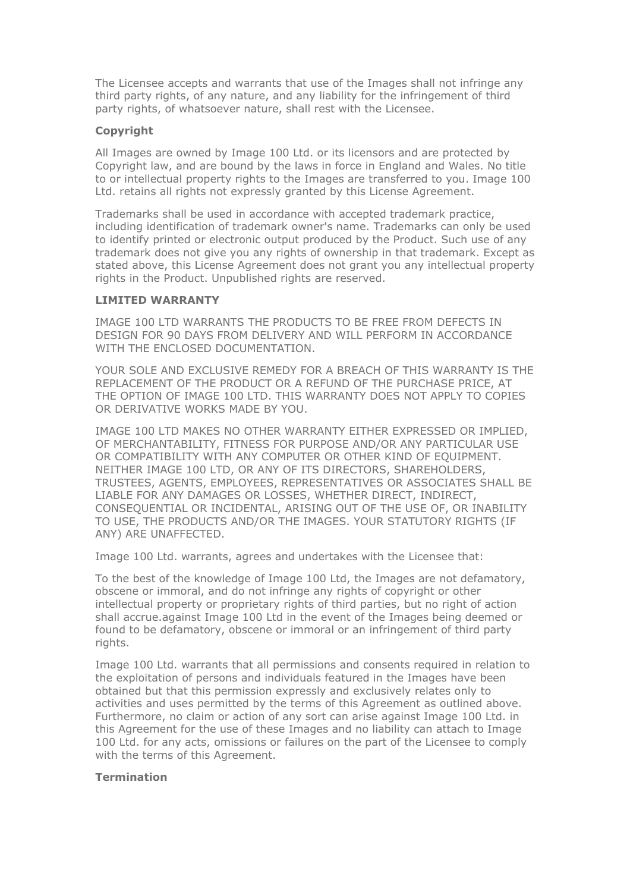The Licensee accepts and warrants that use of the Images shall not infringe any third party rights, of any nature, and any liability for the infringement of third party rights, of whatsoever nature, shall rest with the Licensee.

**Copyright**

All Images are owned by Image 100 Ltd. or its licensors and are protected by Copyright law, and are bound by the laws in force in England and Wales. No title to or intellectual property rights to the Images are transferred to you. Image 100 Ltd. retains all rights not expressly granted by this License Agreement.

Trademarks shall be used in accordance with accepted trademark practice, including identification of trademark owner's name. Trademarks can only be used to identify printed or electronic output produced by the Product. Such use of any trademark does not give you any rights of ownership in that trademark. Except as stated above, this License Agreement does not grant you any intellectual property rights in the Product. Unpublished rights are reserved.

**LIMITED WARRANTY**

IMAGE 100 LTD WARRANTS THE PRODUCTS TO BE FREE FROM DEFECTS IN DESIGN FOR 90 DAYS FROM DELIVERY AND WILL PERFORM IN ACCORDANCE WITH THE ENCLOSED DOCUMENTATION.

YOUR SOLE AND EXCLUSIVE REMEDY FOR A BREACH OF THIS WARRANTY IS THE REPLACEMENT OF THE PRODUCT OR A REFUND OF THE PURCHASE PRICE, AT THE OPTION OF IMAGE 100 LTD. THIS WARRANTY DOES NOT APPLY TO COPIES OR DERIVATIVE WORKS MADE BY YOU.

IMAGE 100 LTD MAKES NO OTHER WARRANTY EITHER EXPRESSED OR IMPLIED, OF MERCHANTABILITY, FITNESS FOR PURPOSE AND/OR ANY PARTICULAR USE OR COMPATIBILITY WITH ANY COMPUTER OR OTHER KIND OF EQUIPMENT. NEITHER IMAGE 100 LTD, OR ANY OF ITS DIRECTORS, SHAREHOLDERS, TRUSTEES, AGENTS, EMPLOYEES, REPRESENTATIVES OR ASSOCIATES SHALL BE LIABLE FOR ANY DAMAGES OR LOSSES, WHETHER DIRECT, INDIRECT, CONSEQUENTIAL OR INCIDENTAL, ARISING OUT OF THE USE OF, OR INABILITY TO USE, THE PRODUCTS AND/OR THE IMAGES. YOUR STATUTORY RIGHTS (IF ANY) ARE UNAFFECTED.

Image 100 Ltd. warrants, agrees and undertakes with the Licensee that:

To the best of the knowledge of Image 100 Ltd, the Images are not defamatory, obscene or immoral, and do not infringe any rights of copyright or other intellectual property or proprietary rights of third parties, but no right of action shall accrue.against Image 100 Ltd in the event of the Images being deemed or found to be defamatory, obscene or immoral or an infringement of third party rights.

Image 100 Ltd. warrants that all permissions and consents required in relation to the exploitation of persons and individuals featured in the Images have been obtained but that this permission expressly and exclusively relates only to activities and uses permitted by the terms of this Agreement as outlined above. Furthermore, no claim or action of any sort can arise against Image 100 Ltd. in this Agreement for the use of these Images and no liability can attach to Image 100 Ltd. for any acts, omissions or failures on the part of the Licensee to comply with the terms of this Agreement.

**Termination**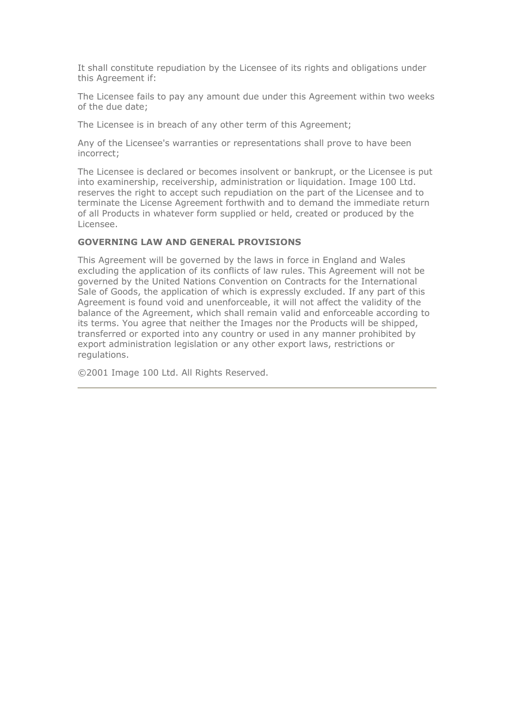It shall constitute repudiation by the Licensee of its rights and obligations under this Agreement if:

The Licensee fails to pay any amount due under this Agreement within two weeks of the due date;

The Licensee is in breach of any other term of this Agreement;

Any of the Licensee's warranties or representations shall prove to have been incorrect;

The Licensee is declared or becomes insolvent or bankrupt, or the Licensee is put into examinership, receivership, administration or liquidation. Image 100 Ltd. reserves the right to accept such repudiation on the part of the Licensee and to terminate the License Agreement forthwith and to demand the immediate return of all Products in whatever form supplied or held, created or produced by the Licensee.

**GOVERNING LAW AND GENERAL PROVISIONS**

This Agreement will be governed by the laws in force in England and Wales excluding the application of its conflicts of law rules. This Agreement will not be governed by the United Nations Convention on Contracts for the International Sale of Goods, the application of which is expressly excluded. If any part of this Agreement is found void and unenforceable, it will not affect the validity of the balance of the Agreement, which shall remain valid and enforceable according to its terms. You agree that neither the Images nor the Products will be shipped, transferred or exported into any country or used in any manner prohibited by export administration legislation or any other export laws, restrictions or regulations.

©2001 Image 100 Ltd. All Rights Reserved.

---